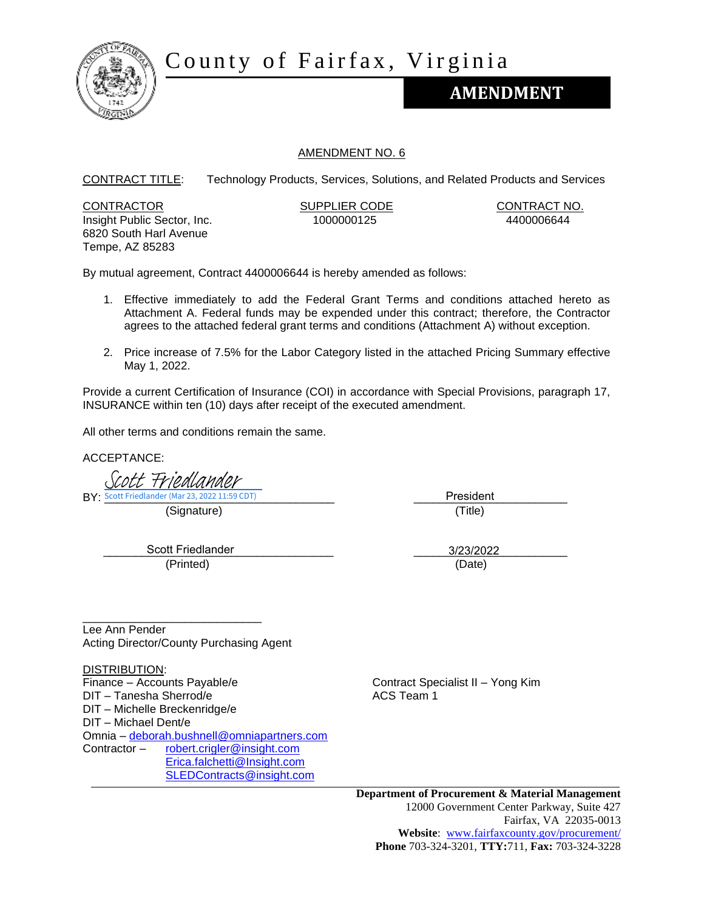# County of Fairfax, Virginia

## AMENDMENT

AMENDMENT NO. 6

CONTRACT TITLE: Technology Products, Services, Solutions, and Related Products and Services

| CONTRACTOR | SUPPLIER CODE | CONTRACT NO. |
|---|---|---|
| Insight Public Sector, Inc.<br>6820 South Harl Avenue<br>Tempe, AZ 85283 | 1000000125 | 4400006644 |

By mutual agreement, Contract 4400006644 is hereby amended as follows:

1. Effective immediately to add the Federal Grant Terms and conditions attached hereto as Attachment A. Federal funds may be expended under this contract; therefore, the Contractor agrees to the attached federal grant terms and conditions (Attachment A) without exception.

2. Price increase of 7.5% for the Labor Category listed in the attached Pricing Summary effective May 1, 2022.

Provide a current Certification of Insurance (COI) in accordance with Special Provisions, paragraph 17, INSURANCE within ten (10) days after receipt of the executed amendment.

All other terms and conditions remain the same.

ACCEPTANCE:

BY: Scott Friedlander
Scott Friedlander (Mar 23, 2022 11:59 CDT)
(Signature)

President
(Title)

Scott Friedlander
(Printed)

3/23/2022
(Date)

\_\_\_\_\_\_\_\_\_\_\_\_\_\_\_\_\_\_\_\_\_\_\_\_\_\_\_\_
Lee Ann Pender
Acting Director/County Purchasing Agent

DISTRIBUTION:
Finance – Accounts Payable/e
DIT – Tanesha Sherrod/e
DIT – Michelle Breckenridge/e
DIT – Michael Dent/e
Omnia – deborah.bushnell@omniapartners.com
Contractor – robert.crigler@insight.com
Erica.falchetti@Insight.com
SLEDContracts@insight.com

Contract Specialist II – Yong Kim
ACS Team 1

**Department of Procurement & Material Management**
12000 Government Center Parkway, Suite 427
Fairfax, VA 22035-0013
**Website**: www.fairfaxcounty.gov/procurement/
**Phone** 703-324-3201, **TTY:**711, **Fax:** 703-324-3228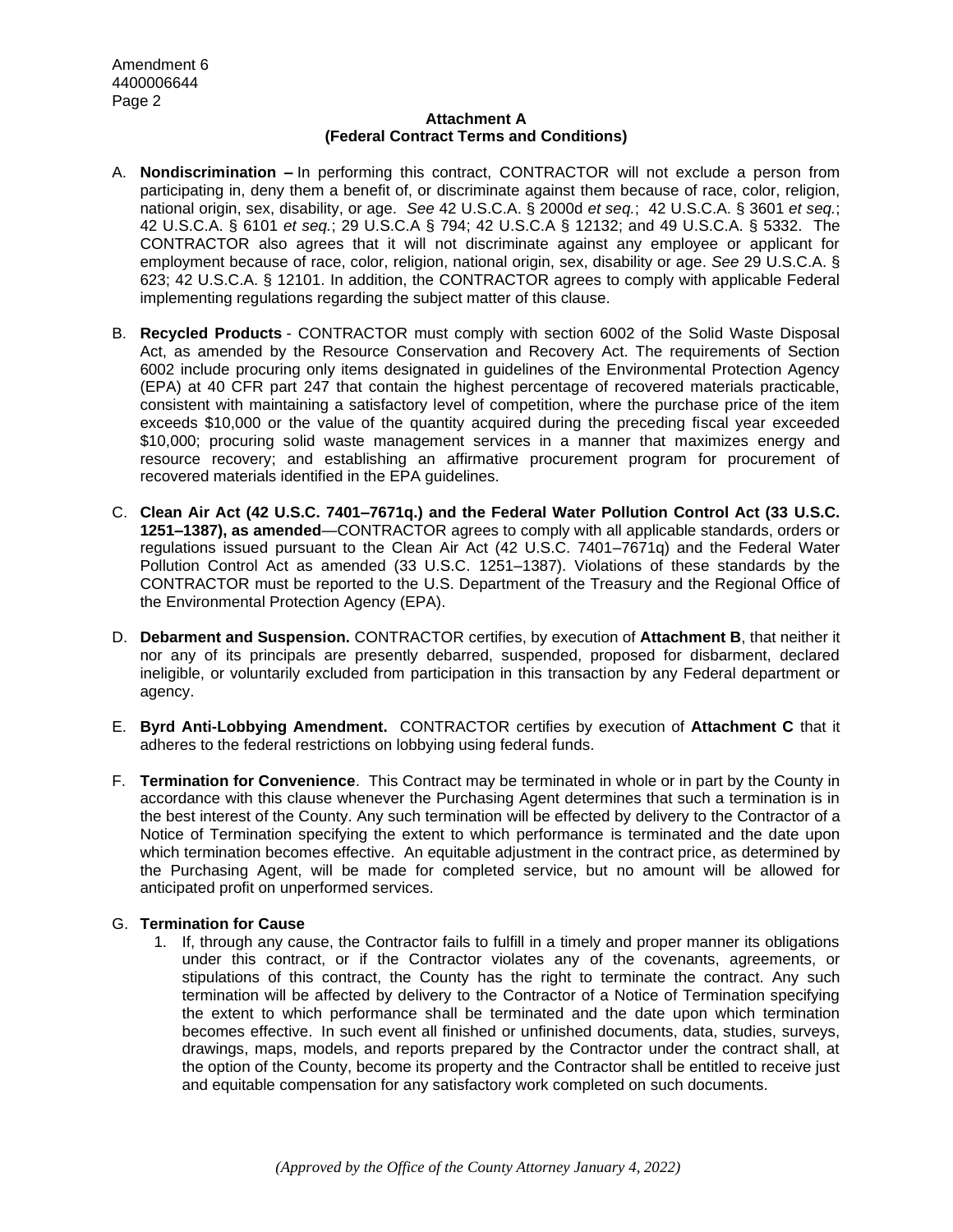Amendment 6
4400006644

**Attachment A**
**(Federal Contract Terms and Conditions)**

A. **Nondiscrimination –** In performing this contract, CONTRACTOR will not exclude a person from participating in, deny them a benefit of, or discriminate against them because of race, color, religion, national origin, sex, disability, or age. *See* 42 U.S.C.A. § 2000d *et seq.*; 42 U.S.C.A. § 3601 *et seq.*; 42 U.S.C.A. § 6101 *et seq.*; 29 U.S.C.A § 794; 42 U.S.C.A § 12132; and 49 U.S.C.A. § 5332. The CONTRACTOR also agrees that it will not discriminate against any employee or applicant for employment because of race, color, religion, national origin, sex, disability or age. *See* 29 U.S.C.A. § 623; 42 U.S.C.A. § 12101. In addition, the CONTRACTOR agrees to comply with applicable Federal implementing regulations regarding the subject matter of this clause.

B. **Recycled Products** - CONTRACTOR must comply with section 6002 of the Solid Waste Disposal Act, as amended by the Resource Conservation and Recovery Act. The requirements of Section 6002 include procuring only items designated in guidelines of the Environmental Protection Agency (EPA) at 40 CFR part 247 that contain the highest percentage of recovered materials practicable, consistent with maintaining a satisfactory level of competition, where the purchase price of the item exceeds $10,000 or the value of the quantity acquired during the preceding fiscal year exceeded $10,000; procuring solid waste management services in a manner that maximizes energy and resource recovery; and establishing an affirmative procurement program for procurement of recovered materials identified in the EPA guidelines.

C. **Clean Air Act (42 U.S.C. 7401–7671q.) and the Federal Water Pollution Control Act (33 U.S.C. 1251–1387), as amended**—CONTRACTOR agrees to comply with all applicable standards, orders or regulations issued pursuant to the Clean Air Act (42 U.S.C. 7401–7671q) and the Federal Water Pollution Control Act as amended (33 U.S.C. 1251–1387). Violations of these standards by the CONTRACTOR must be reported to the U.S. Department of the Treasury and the Regional Office of the Environmental Protection Agency (EPA).

D. **Debarment and Suspension.** CONTRACTOR certifies, by execution of **Attachment B**, that neither it nor any of its principals are presently debarred, suspended, proposed for disbarment, declared ineligible, or voluntarily excluded from participation in this transaction by any Federal department or agency.

E. **Byrd Anti-Lobbying Amendment.** CONTRACTOR certifies by execution of **Attachment C** that it adheres to the federal restrictions on lobbying using federal funds.

F. **Termination for Convenience**. This Contract may be terminated in whole or in part by the County in accordance with this clause whenever the Purchasing Agent determines that such a termination is in the best interest of the County. Any such termination will be effected by delivery to the Contractor of a Notice of Termination specifying the extent to which performance is terminated and the date upon which termination becomes effective. An equitable adjustment in the contract price, as determined by the Purchasing Agent, will be made for completed service, but no amount will be allowed for anticipated profit on unperformed services.

G. **Termination for Cause**
   1. If, through any cause, the Contractor fails to fulfill in a timely and proper manner its obligations under this contract, or if the Contractor violates any of the covenants, agreements, or stipulations of this contract, the County has the right to terminate the contract. Any such termination will be affected by delivery to the Contractor of a Notice of Termination specifying the extent to which performance shall be terminated and the date upon which termination becomes effective. In such event all finished or unfinished documents, data, studies, surveys, drawings, maps, models, and reports prepared by the Contractor under the contract shall, at the option of the County, become its property and the Contractor shall be entitled to receive just and equitable compensation for any satisfactory work completed on such documents.

*(Approved by the Office of the County Attorney January 4, 2022)*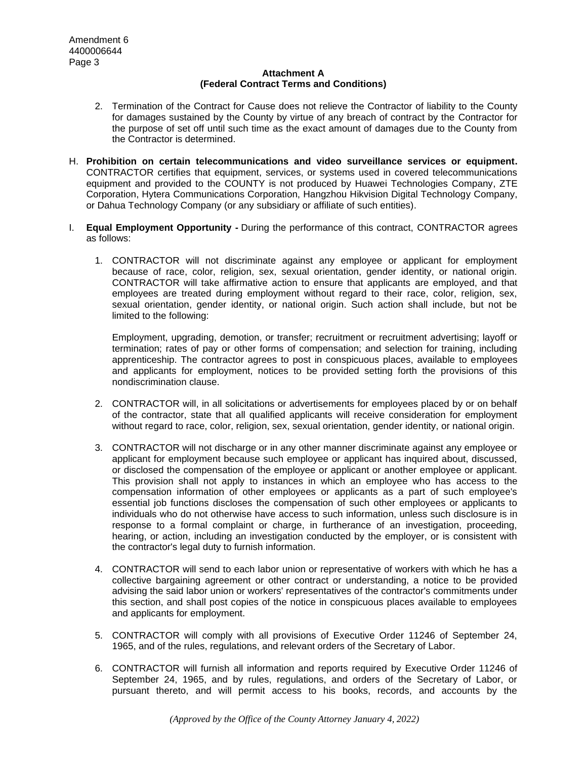**Attachment A**
**(Federal Contract Terms and Conditions)**

2. Termination of the Contract for Cause does not relieve the Contractor of liability to the County for damages sustained by the County by virtue of any breach of contract by the Contractor for the purpose of set off until such time as the exact amount of damages due to the County from the Contractor is determined.

H. **Prohibition on certain telecommunications and video surveillance services or equipment.** CONTRACTOR certifies that equipment, services, or systems used in covered telecommunications equipment and provided to the COUNTY is not produced by Huawei Technologies Company, ZTE Corporation, Hytera Communications Corporation, Hangzhou Hikvision Digital Technology Company, or Dahua Technology Company (or any subsidiary or affiliate of such entities).

I. **Equal Employment Opportunity -** During the performance of this contract, CONTRACTOR agrees as follows:

1. CONTRACTOR will not discriminate against any employee or applicant for employment because of race, color, religion, sex, sexual orientation, gender identity, or national origin. CONTRACTOR will take affirmative action to ensure that applicants are employed, and that employees are treated during employment without regard to their race, color, religion, sex, sexual orientation, gender identity, or national origin. Such action shall include, but not be limited to the following:

   Employment, upgrading, demotion, or transfer; recruitment or recruitment advertising; layoff or termination; rates of pay or other forms of compensation; and selection for training, including apprenticeship. The contractor agrees to post in conspicuous places, available to employees and applicants for employment, notices to be provided setting forth the provisions of this nondiscrimination clause.

2. CONTRACTOR will, in all solicitations or advertisements for employees placed by or on behalf of the contractor, state that all qualified applicants will receive consideration for employment without regard to race, color, religion, sex, sexual orientation, gender identity, or national origin.

3. CONTRACTOR will not discharge or in any other manner discriminate against any employee or applicant for employment because such employee or applicant has inquired about, discussed, or disclosed the compensation of the employee or applicant or another employee or applicant. This provision shall not apply to instances in which an employee who has access to the compensation information of other employees or applicants as a part of such employee's essential job functions discloses the compensation of such other employees or applicants to individuals who do not otherwise have access to such information, unless such disclosure is in response to a formal complaint or charge, in furtherance of an investigation, proceeding, hearing, or action, including an investigation conducted by the employer, or is consistent with the contractor's legal duty to furnish information.

4. CONTRACTOR will send to each labor union or representative of workers with which he has a collective bargaining agreement or other contract or understanding, a notice to be provided advising the said labor union or workers' representatives of the contractor's commitments under this section, and shall post copies of the notice in conspicuous places available to employees and applicants for employment.

5. CONTRACTOR will comply with all provisions of Executive Order 11246 of September 24, 1965, and of the rules, regulations, and relevant orders of the Secretary of Labor.

6. CONTRACTOR will furnish all information and reports required by Executive Order 11246 of September 24, 1965, and by rules, regulations, and orders of the Secretary of Labor, or pursuant thereto, and will permit access to his books, records, and accounts by the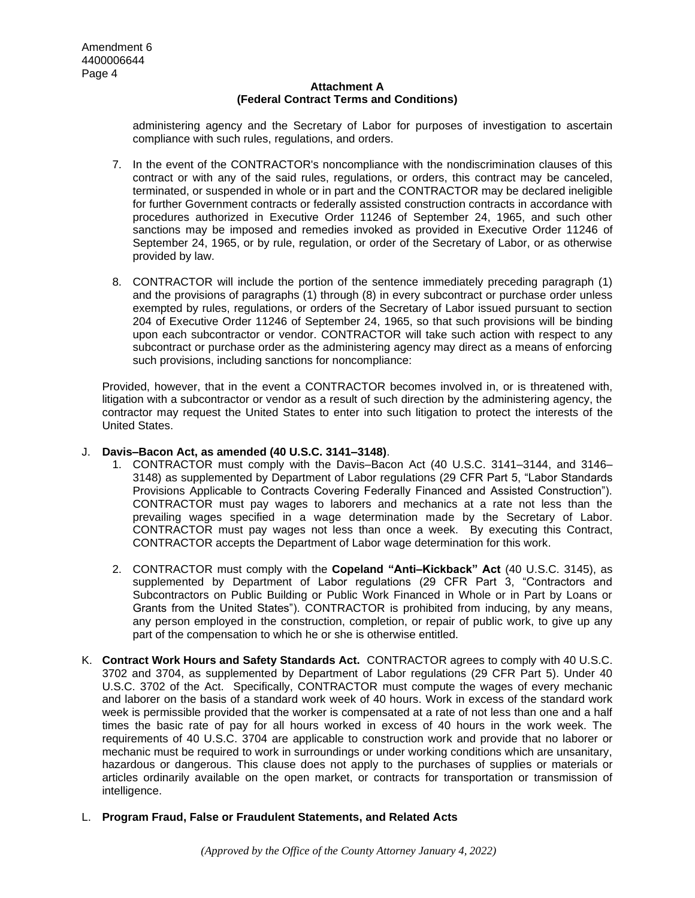**Attachment A**
**(Federal Contract Terms and Conditions)**

administering agency and the Secretary of Labor for purposes of investigation to ascertain compliance with such rules, regulations, and orders.

7. In the event of the CONTRACTOR's noncompliance with the nondiscrimination clauses of this contract or with any of the said rules, regulations, or orders, this contract may be canceled, terminated, or suspended in whole or in part and the CONTRACTOR may be declared ineligible for further Government contracts or federally assisted construction contracts in accordance with procedures authorized in Executive Order 11246 of September 24, 1965, and such other sanctions may be imposed and remedies invoked as provided in Executive Order 11246 of September 24, 1965, or by rule, regulation, or order of the Secretary of Labor, or as otherwise provided by law.

8. CONTRACTOR will include the portion of the sentence immediately preceding paragraph (1) and the provisions of paragraphs (1) through (8) in every subcontract or purchase order unless exempted by rules, regulations, or orders of the Secretary of Labor issued pursuant to section 204 of Executive Order 11246 of September 24, 1965, so that such provisions will be binding upon each subcontractor or vendor. CONTRACTOR will take such action with respect to any subcontract or purchase order as the administering agency may direct as a means of enforcing such provisions, including sanctions for noncompliance:

Provided, however, that in the event a CONTRACTOR becomes involved in, or is threatened with, litigation with a subcontractor or vendor as a result of such direction by the administering agency, the contractor may request the United States to enter into such litigation to protect the interests of the United States.

J. **Davis–Bacon Act, as amended (40 U.S.C. 3141–3148)**.

1. CONTRACTOR must comply with the Davis–Bacon Act (40 U.S.C. 3141–3144, and 3146–3148) as supplemented by Department of Labor regulations (29 CFR Part 5, "Labor Standards Provisions Applicable to Contracts Covering Federally Financed and Assisted Construction"). CONTRACTOR must pay wages to laborers and mechanics at a rate not less than the prevailing wages specified in a wage determination made by the Secretary of Labor. CONTRACTOR must pay wages not less than once a week. By executing this Contract, CONTRACTOR accepts the Department of Labor wage determination for this work.

2. CONTRACTOR must comply with the **Copeland "Anti–Kickback" Act** (40 U.S.C. 3145), as supplemented by Department of Labor regulations (29 CFR Part 3, "Contractors and Subcontractors on Public Building or Public Work Financed in Whole or in Part by Loans or Grants from the United States"). CONTRACTOR is prohibited from inducing, by any means, any person employed in the construction, completion, or repair of public work, to give up any part of the compensation to which he or she is otherwise entitled.

K. **Contract Work Hours and Safety Standards Act.** CONTRACTOR agrees to comply with 40 U.S.C. 3702 and 3704, as supplemented by Department of Labor regulations (29 CFR Part 5). Under 40 U.S.C. 3702 of the Act. Specifically, CONTRACTOR must compute the wages of every mechanic and laborer on the basis of a standard work week of 40 hours. Work in excess of the standard work week is permissible provided that the worker is compensated at a rate of not less than one and a half times the basic rate of pay for all hours worked in excess of 40 hours in the work week. The requirements of 40 U.S.C. 3704 are applicable to construction work and provide that no laborer or mechanic must be required to work in surroundings or under working conditions which are unsanitary, hazardous or dangerous. This clause does not apply to the purchases of supplies or materials or articles ordinarily available on the open market, or contracts for transportation or transmission of intelligence.

L. **Program Fraud, False or Fraudulent Statements, and Related Acts**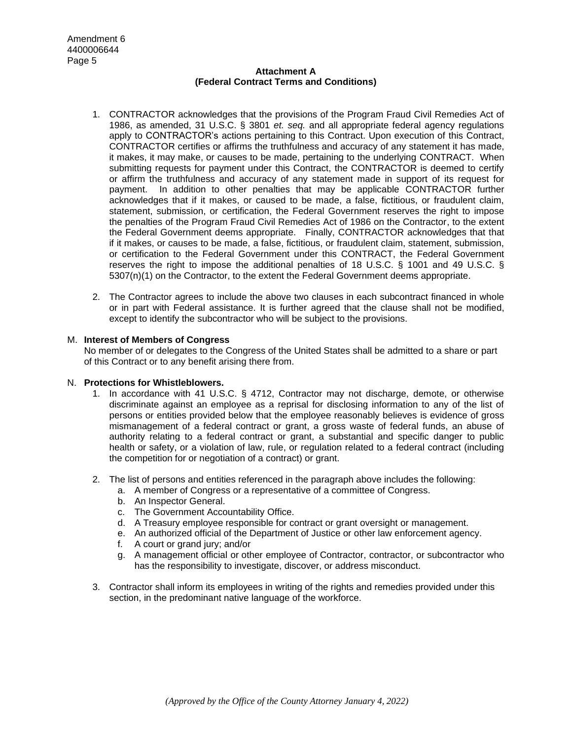**Attachment A**
**(Federal Contract Terms and Conditions)**

1. CONTRACTOR acknowledges that the provisions of the Program Fraud Civil Remedies Act of 1986, as amended, 31 U.S.C. § 3801 *et. seq.* and all appropriate federal agency regulations apply to CONTRACTOR's actions pertaining to this Contract. Upon execution of this Contract, CONTRACTOR certifies or affirms the truthfulness and accuracy of any statement it has made, it makes, it may make, or causes to be made, pertaining to the underlying CONTRACT. When submitting requests for payment under this Contract, the CONTRACTOR is deemed to certify or affirm the truthfulness and accuracy of any statement made in support of its request for payment. In addition to other penalties that may be applicable CONTRACTOR further acknowledges that if it makes, or caused to be made, a false, fictitious, or fraudulent claim, statement, submission, or certification, the Federal Government reserves the right to impose the penalties of the Program Fraud Civil Remedies Act of 1986 on the Contractor, to the extent the Federal Government deems appropriate. Finally, CONTRACTOR acknowledges that that if it makes, or causes to be made, a false, fictitious, or fraudulent claim, statement, submission, or certification to the Federal Government under this CONTRACT, the Federal Government reserves the right to impose the additional penalties of 18 U.S.C. § 1001 and 49 U.S.C. § 5307(n)(1) on the Contractor, to the extent the Federal Government deems appropriate.

2. The Contractor agrees to include the above two clauses in each subcontract financed in whole or in part with Federal assistance. It is further agreed that the clause shall not be modified, except to identify the subcontractor who will be subject to the provisions.

M. **Interest of Members of Congress**
No member of or delegates to the Congress of the United States shall be admitted to a share or part of this Contract or to any benefit arising there from.

N. **Protections for Whistleblowers.**

1. In accordance with 41 U.S.C. § 4712, Contractor may not discharge, demote, or otherwise discriminate against an employee as a reprisal for disclosing information to any of the list of persons or entities provided below that the employee reasonably believes is evidence of gross mismanagement of a federal contract or grant, a gross waste of federal funds, an abuse of authority relating to a federal contract or grant, a substantial and specific danger to public health or safety, or a violation of law, rule, or regulation related to a federal contract (including the competition for or negotiation of a contract) or grant.

2. The list of persons and entities referenced in the paragraph above includes the following:
   a. A member of Congress or a representative of a committee of Congress.
   b. An Inspector General.
   c. The Government Accountability Office.
   d. A Treasury employee responsible for contract or grant oversight or management.
   e. An authorized official of the Department of Justice or other law enforcement agency.
   f. A court or grand jury; and/or
   g. A management official or other employee of Contractor, contractor, or subcontractor who has the responsibility to investigate, discover, or address misconduct.

3. Contractor shall inform its employees in writing of the rights and remedies provided under this section, in the predominant native language of the workforce.

*(Approved by the Office of the County Attorney January 4, 2022)*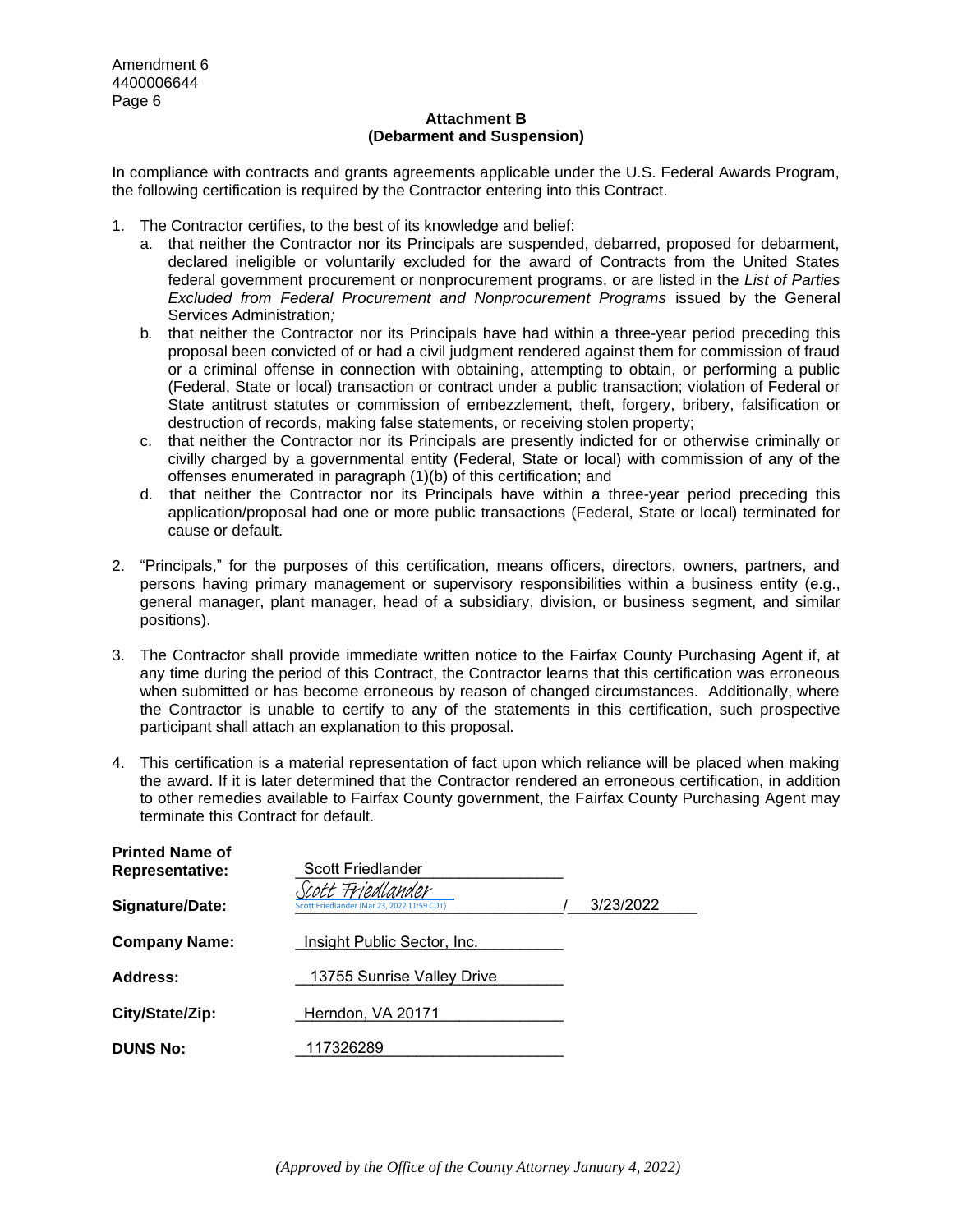Amendment 6
4400006644
Page 6

**Attachment B**
**(Debarment and Suspension)**

In compliance with contracts and grants agreements applicable under the U.S. Federal Awards Program, the following certification is required by the Contractor entering into this Contract.

1. The Contractor certifies, to the best of its knowledge and belief:
   a. that neither the Contractor nor its Principals are suspended, debarred, proposed for debarment, declared ineligible or voluntarily excluded for the award of Contracts from the United States federal government procurement or nonprocurement programs, or are listed in the *List of Parties Excluded from Federal Procurement and Nonprocurement Programs* issued by the General Services Administration*;*
   b. that neither the Contractor nor its Principals have had within a three-year period preceding this proposal been convicted of or had a civil judgment rendered against them for commission of fraud or a criminal offense in connection with obtaining, attempting to obtain, or performing a public (Federal, State or local) transaction or contract under a public transaction; violation of Federal or State antitrust statutes or commission of embezzlement, theft, forgery, bribery, falsification or destruction of records, making false statements, or receiving stolen property;
   c. that neither the Contractor nor its Principals are presently indicted for or otherwise criminally or civilly charged by a governmental entity (Federal, State or local) with commission of any of the offenses enumerated in paragraph (1)(b) of this certification; and
   d. that neither the Contractor nor its Principals have within a three-year period preceding this application/proposal had one or more public transactions (Federal, State or local) terminated for cause or default.

2. "Principals," for the purposes of this certification, means officers, directors, owners, partners, and persons having primary management or supervisory responsibilities within a business entity (e.g., general manager, plant manager, head of a subsidiary, division, or business segment, and similar positions).

3. The Contractor shall provide immediate written notice to the Fairfax County Purchasing Agent if, at any time during the period of this Contract, the Contractor learns that this certification was erroneous when submitted or has become erroneous by reason of changed circumstances. Additionally, where the Contractor is unable to certify to any of the statements in this certification, such prospective participant shall attach an explanation to this proposal.

4. This certification is a material representation of fact upon which reliance will be placed when making the award. If it is later determined that the Contractor rendered an erroneous certification, in addition to other remedies available to Fairfax County government, the Fairfax County Purchasing Agent may terminate this Contract for default.

**Printed Name of Representative:** Scott Friedlander

**Signature/Date:** Scott Friedlander (Scott Friedlander (Mar 23, 2022 11:59 CDT)) / 3/23/2022

**Company Name:** Insight Public Sector, Inc.

**Address:** 13755 Sunrise Valley Drive

**City/State/Zip:** Herndon, VA 20171

**DUNS No:** 117326289

*(Approved by the Office of the County Attorney January 4, 2022)*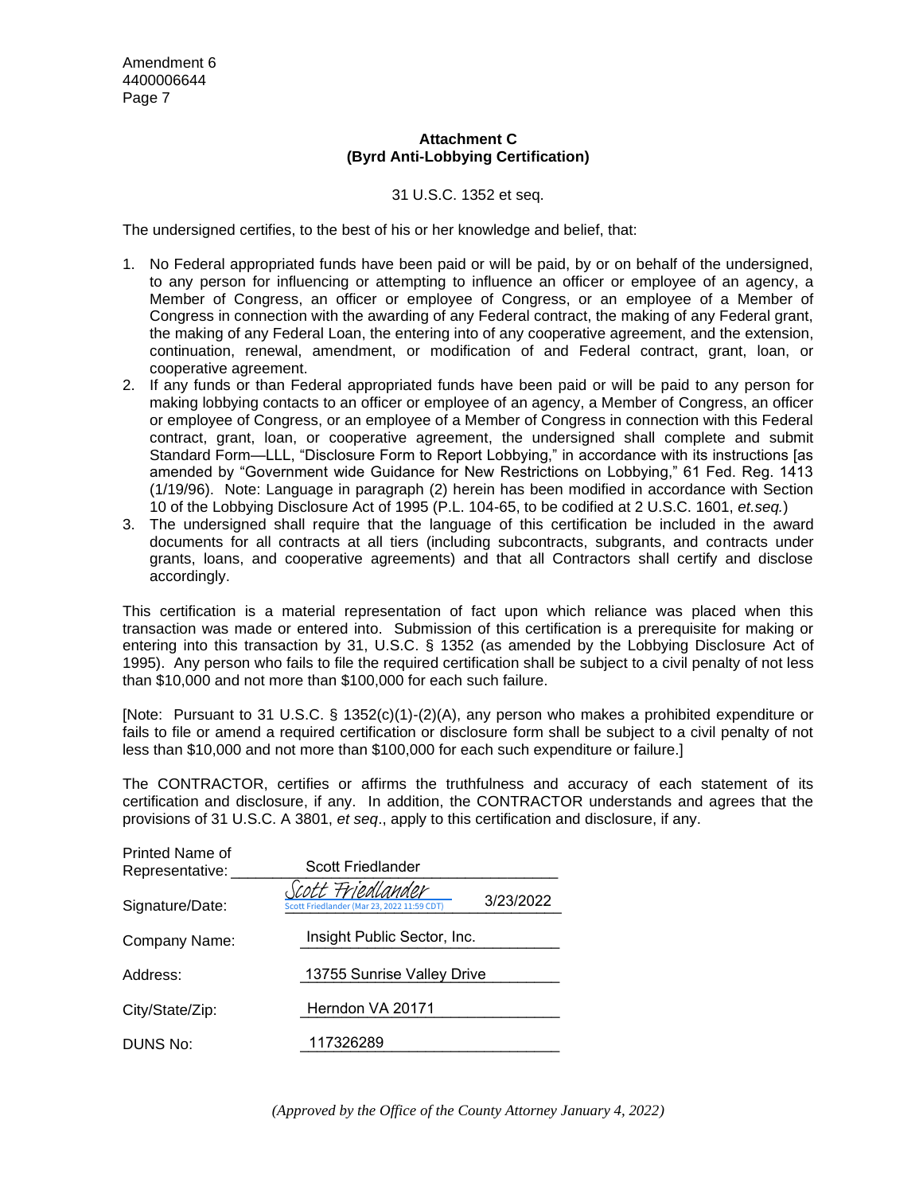Amendment 6
4400006644

**Attachment C**
**(Byrd Anti-Lobbying Certification)**

31 U.S.C. 1352 et seq.

The undersigned certifies, to the best of his or her knowledge and belief, that:

1. No Federal appropriated funds have been paid or will be paid, by or on behalf of the undersigned, to any person for influencing or attempting to influence an officer or employee of an agency, a Member of Congress, an officer or employee of Congress, or an employee of a Member of Congress in connection with the awarding of any Federal contract, the making of any Federal grant, the making of any Federal Loan, the entering into of any cooperative agreement, and the extension, continuation, renewal, amendment, or modification of and Federal contract, grant, loan, or cooperative agreement.
2. If any funds or than Federal appropriated funds have been paid or will be paid to any person for making lobbying contacts to an officer or employee of an agency, a Member of Congress, an officer or employee of Congress, or an employee of a Member of Congress in connection with this Federal contract, grant, loan, or cooperative agreement, the undersigned shall complete and submit Standard Form—LLL, "Disclosure Form to Report Lobbying," in accordance with its instructions [as amended by "Government wide Guidance for New Restrictions on Lobbying," 61 Fed. Reg. 1413 (1/19/96). Note: Language in paragraph (2) herein has been modified in accordance with Section 10 of the Lobbying Disclosure Act of 1995 (P.L. 104-65, to be codified at 2 U.S.C. 1601, *et.seq.*)
3. The undersigned shall require that the language of this certification be included in the award documents for all contracts at all tiers (including subcontracts, subgrants, and contracts under grants, loans, and cooperative agreements) and that all Contractors shall certify and disclose accordingly.

This certification is a material representation of fact upon which reliance was placed when this transaction was made or entered into. Submission of this certification is a prerequisite for making or entering into this transaction by 31, U.S.C. § 1352 (as amended by the Lobbying Disclosure Act of 1995). Any person who fails to file the required certification shall be subject to a civil penalty of not less than $10,000 and not more than $100,000 for each such failure.

[Note: Pursuant to 31 U.S.C. § 1352(c)(1)-(2)(A), any person who makes a prohibited expenditure or fails to file or amend a required certification or disclosure form shall be subject to a civil penalty of not less than $10,000 and not more than $100,000 for each such expenditure or failure.]

The CONTRACTOR, certifies or affirms the truthfulness and accuracy of each statement of its certification and disclosure, if any. In addition, the CONTRACTOR understands and agrees that the provisions of 31 U.S.C. A 3801, *et seq*., apply to this certification and disclosure, if any.

Printed Name of Representative: Scott Friedlander

Signature/Date: Scott Friedlander (Scott Friedlander (Mar 23, 2022 11:59 CDT)) 3/23/2022

Company Name: Insight Public Sector, Inc.

Address: 13755 Sunrise Valley Drive

City/State/Zip: Herndon VA 20171

DUNS No: 117326289

*(Approved by the Office of the County Attorney January 4, 2022)*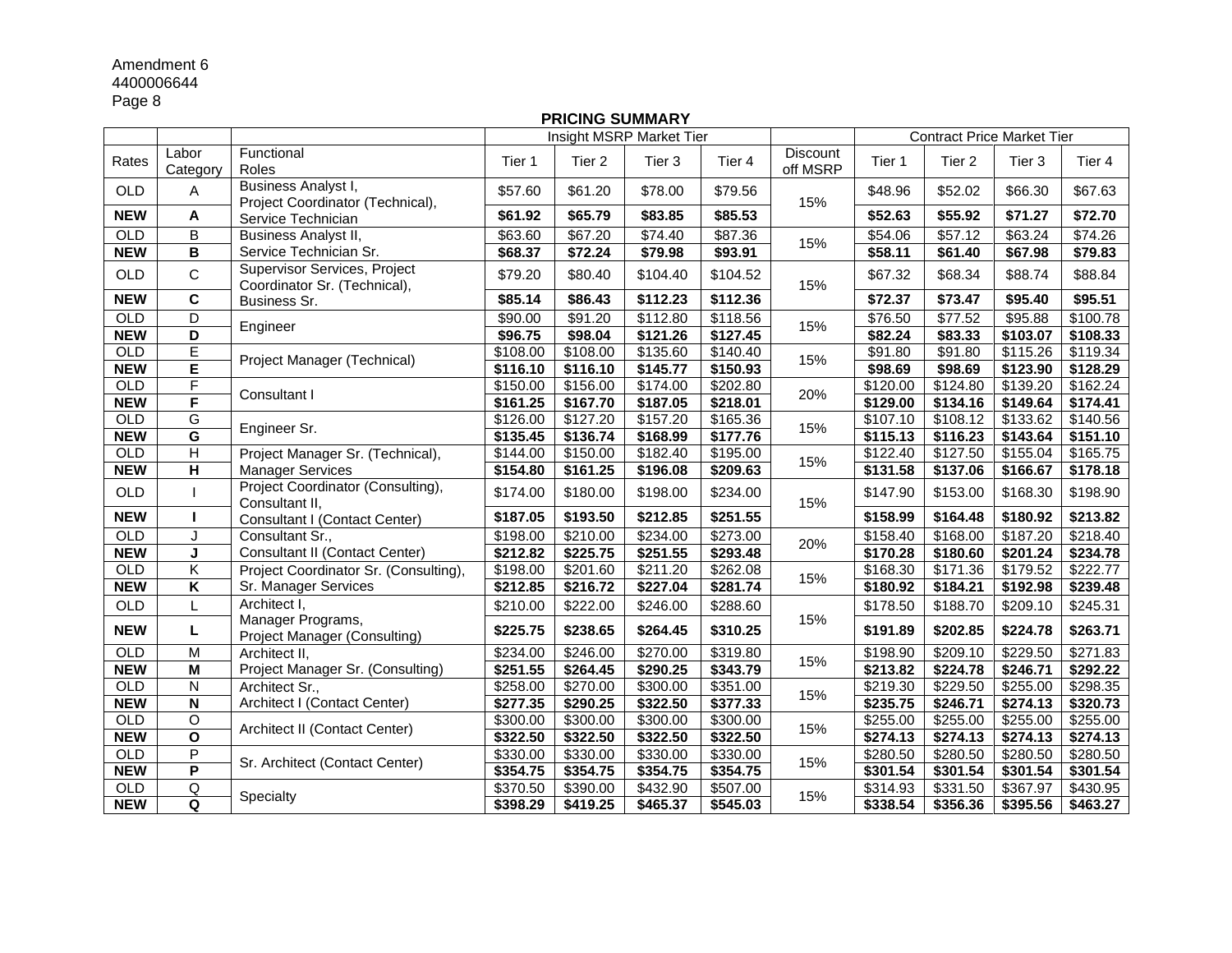Amendment 6
4400006644
Page 8

**PRICING SUMMARY**

| | | | Insight MSRP Market Tier | | | | | Contract Price Market Tier | | | |
|---|---|---|---|---|---|---|---|---|---|---|---|
| Rates | Labor Category | Functional Roles | Tier 1 | Tier 2 | Tier 3 | Tier 4 | Discount off MSRP | Tier 1 | Tier 2 | Tier 3 | Tier 4 |
| OLD | A | Business Analyst I, Project Coordinator (Technical), Service Technician | $57.60 | $61.20 | $78.00 | $79.56 | 15% | $48.96 | $52.02 | $66.30 | $67.63 |
| **NEW** | **A** | | **$61.92** | **$65.79** | **$83.85** | **$85.53** | | **$52.63** | **$55.92** | **$71.27** | **$72.70** |
| OLD | B | Business Analyst II, Service Technician Sr. | $63.60 | $67.20 | $74.40 | $87.36 | 15% | $54.06 | $57.12 | $63.24 | $74.26 |
| **NEW** | **B** | | **$68.37** | **$72.24** | **$79.98** | **$93.91** | | **$58.11** | **$61.40** | **$67.98** | **$79.83** |
| OLD | C | Supervisor Services, Project Coordinator Sr. (Technical), Business Sr. | $79.20 | $80.40 | $104.40 | $104.52 | 15% | $67.32 | $68.34 | $88.74 | $88.84 |
| **NEW** | **C** | | **$85.14** | **$86.43** | **$112.23** | **$112.36** | | **$72.37** | **$73.47** | **$95.40** | **$95.51** |
| OLD | D | Engineer | $90.00 | $91.20 | $112.80 | $118.56 | 15% | $76.50 | $77.52 | $95.88 | $100.78 |
| **NEW** | **D** | | **$96.75** | **$98.04** | **$121.26** | **$127.45** | | **$82.24** | **$83.33** | **$103.07** | **$108.33** |
| OLD | E | Project Manager (Technical) | $108.00 | $108.00 | $135.60 | $140.40 | 15% | $91.80 | $91.80 | $115.26 | $119.34 |
| **NEW** | **E** | | **$116.10** | **$116.10** | **$145.77** | **$150.93** | | **$98.69** | **$98.69** | **$123.90** | **$128.29** |
| OLD | F | Consultant I | $150.00 | $156.00 | $174.00 | $202.80 | 20% | $120.00 | $124.80 | $139.20 | $162.24 |
| **NEW** | **F** | | **$161.25** | **$167.70** | **$187.05** | **$218.01** | | **$129.00** | **$134.16** | **$149.64** | **$174.41** |
| OLD | G | Engineer Sr. | $126.00 | $127.20 | $157.20 | $165.36 | 15% | $107.10 | $108.12 | $133.62 | $140.56 |
| **NEW** | **G** | | **$135.45** | **$136.74** | **$168.99** | **$177.76** | | **$115.13** | **$116.23** | **$143.64** | **$151.10** |
| OLD | H | Project Manager Sr. (Technical), Manager Services | $144.00 | $150.00 | $182.40 | $195.00 | 15% | $122.40 | $127.50 | $155.04 | $165.75 |
| **NEW** | **H** | | **$154.80** | **$161.25** | **$196.08** | **$209.63** | | **$131.58** | **$137.06** | **$166.67** | **$178.18** |
| OLD | I | Project Coordinator (Consulting), Consultant II, Consultant I (Contact Center) | $174.00 | $180.00 | $198.00 | $234.00 | 15% | $147.90 | $153.00 | $168.30 | $198.90 |
| **NEW** | **I** | | **$187.05** | **$193.50** | **$212.85** | **$251.55** | | **$158.99** | **$164.48** | **$180.92** | **$213.82** |
| OLD | J | Consultant Sr., Consultant II (Contact Center) | $198.00 | $210.00 | $234.00 | $273.00 | 20% | $158.40 | $168.00 | $187.20 | $218.40 |
| **NEW** | **J** | | **$212.82** | **$225.75** | **$251.55** | **$293.48** | | **$170.28** | **$180.60** | **$201.24** | **$234.78** |
| OLD | K | Project Coordinator Sr. (Consulting), Sr. Manager Services | $198.00 | $201.60 | $211.20 | $262.08 | 15% | $168.30 | $171.36 | $179.52 | $222.77 |
| **NEW** | **K** | | **$212.85** | **$216.72** | **$227.04** | **$281.74** | | **$180.92** | **$184.21** | **$192.98** | **$239.48** |
| OLD | L | Architect I, Manager Programs, Project Manager (Consulting) | $210.00 | $222.00 | $246.00 | $288.60 | 15% | $178.50 | $188.70 | $209.10 | $245.31 |
| **NEW** | **L** | | **$225.75** | **$238.65** | **$264.45** | **$310.25** | | **$191.89** | **$202.85** | **$224.78** | **$263.71** |
| OLD | M | Architect II, Project Manager Sr. (Consulting) | $234.00 | $246.00 | $270.00 | $319.80 | 15% | $198.90 | $209.10 | $229.50 | $271.83 |
| **NEW** | **M** | | **$251.55** | **$264.45** | **$290.25** | **$343.79** | | **$213.82** | **$224.78** | **$246.71** | **$292.22** |
| OLD | N | Architect Sr., Architect I (Contact Center) | $258.00 | $270.00 | $300.00 | $351.00 | 15% | $219.30 | $229.50 | $255.00 | $298.35 |
| **NEW** | **N** | | **$277.35** | **$290.25** | **$322.50** | **$377.33** | | **$235.75** | **$246.71** | **$274.13** | **$320.73** |
| OLD | O | Architect II (Contact Center) | $300.00 | $300.00 | $300.00 | $300.00 | 15% | $255.00 | $255.00 | $255.00 | $255.00 |
| **NEW** | **O** | | **$322.50** | **$322.50** | **$322.50** | **$322.50** | | **$274.13** | **$274.13** | **$274.13** | **$274.13** |
| OLD | P | Sr. Architect (Contact Center) | $330.00 | $330.00 | $330.00 | $330.00 | 15% | $280.50 | $280.50 | $280.50 | $280.50 |
| **NEW** | **P** | | **$354.75** | **$354.75** | **$354.75** | **$354.75** | | **$301.54** | **$301.54** | **$301.54** | **$301.54** |
| OLD | Q | Specialty | $370.50 | $390.00 | $432.90 | $507.00 | 15% | $314.93 | $331.50 | $367.97 | $430.95 |
| **NEW** | **Q** | | **$398.29** | **$419.25** | **$465.37** | **$545.03** | | **$338.54** | **$356.36** | **$395.56** | **$463.27** |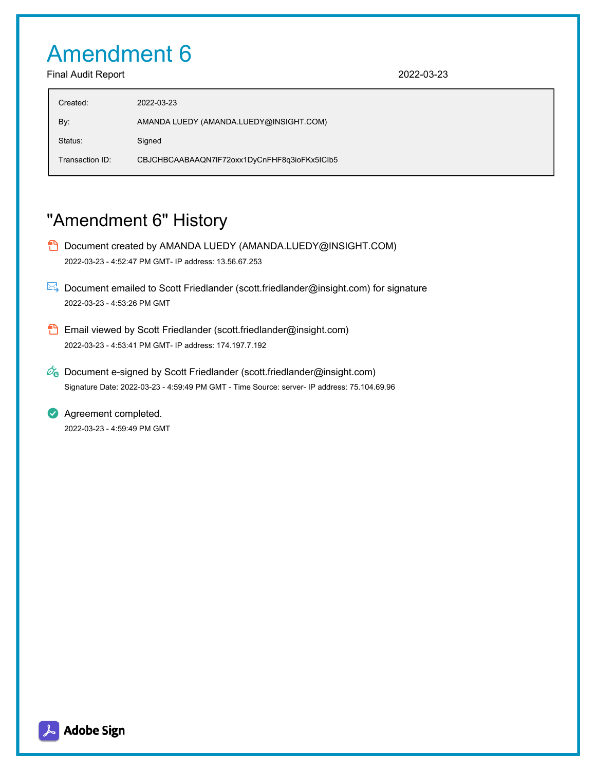# Amendment 6

Final Audit Report 2022-03-23

| | |
|---|---|
| Created: | 2022-03-23 |
| By: | AMANDA LUEDY (AMANDA.LUEDY@INSIGHT.COM) |
| Status: | Signed |
| Transaction ID: | CBJCHBCAABAAQN7lF72oxx1DyCnFHF8q3ioFKx5lClb5 |

## "Amendment 6" History

Document created by AMANDA LUEDY (AMANDA.LUEDY@INSIGHT.COM)
2022-03-23 - 4:52:47 PM GMT- IP address: 13.56.67.253

Document emailed to Scott Friedlander (scott.friedlander@insight.com) for signature
2022-03-23 - 4:53:26 PM GMT

Email viewed by Scott Friedlander (scott.friedlander@insight.com)
2022-03-23 - 4:53:41 PM GMT- IP address: 174.197.7.192

Document e-signed by Scott Friedlander (scott.friedlander@insight.com)
Signature Date: 2022-03-23 - 4:59:49 PM GMT - Time Source: server- IP address: 75.104.69.96

Agreement completed.
2022-03-23 - 4:59:49 PM GMT

Adobe Sign